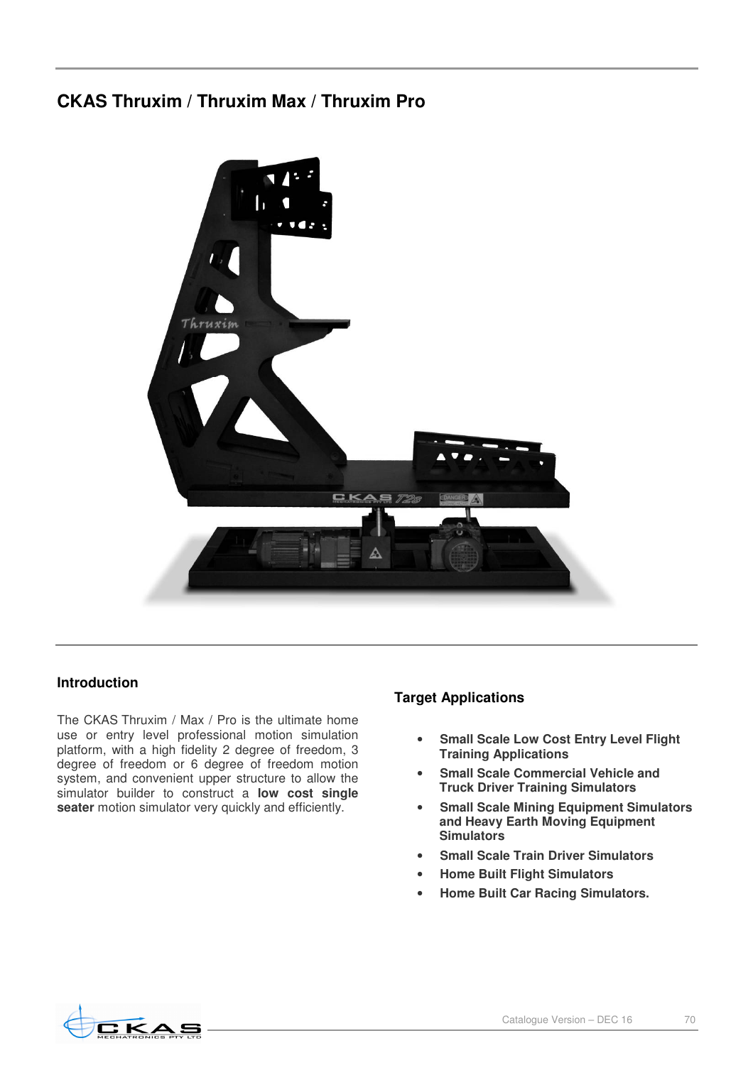## CKAS Thruxim / Thruxim Max / Thruxim Pro

### Introduction

The CKAS Thruxim / Max / Pro is the ultimate home use or entry level professional motion simulation platform, with a high fidelity 2 degree of freedom, 3 degree of freedom or 6 degree of freedom motion system, and convenient upper structure to allow the simulator builder to construct a **low cost single seater** motion simulator very quickly and efficiently.

### Target Applications

- **Small Scale Low Cost Entry Level Flight Training Applications**
- **Small Scale Commercial Vehicle and Truck Driver Training Simulators**
- **Small Scale Mining Equipment Simulators and Heavy Earth Moving Equipment Simulators**
- **Small Scale Train Driver Simulators**
- **Home Built Flight Simulators**
- **Home Built Car Racing Simulators.**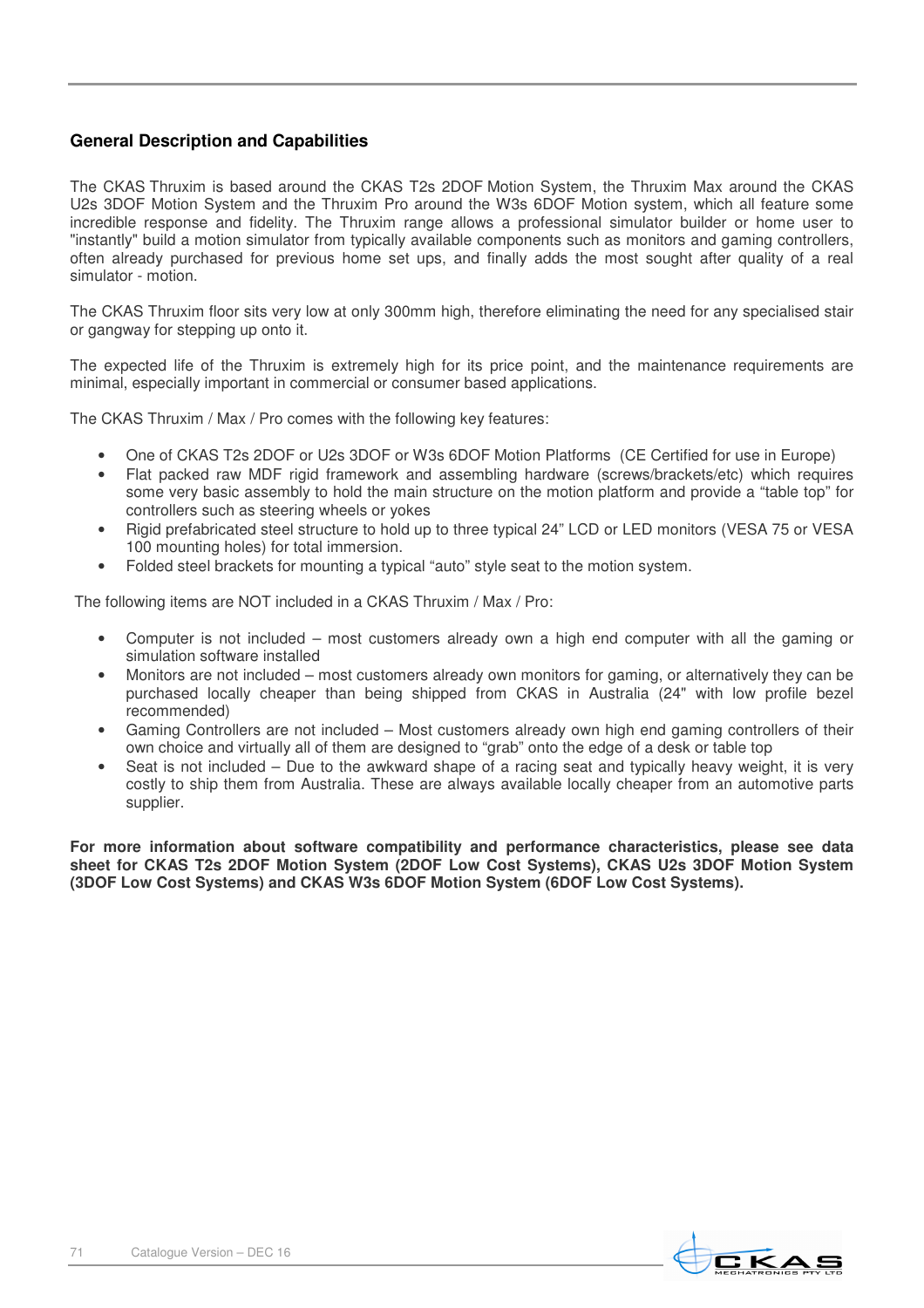## General Description and Capabilities

The CKAS Thruxim is based around the CKAS T2s 2DOF Motion System, the Thruxim Max around the CKAS U2s 3DOF Motion System and the Thruxim Pro around the W3s 6DOF Motion system, which all feature some incredible response and fidelity. The Thruxim range allows a professional simulator builder or home user to "instantly" build a motion simulator from typically available components such as monitors and gaming controllers, often already purchased for previous home set ups, and finally adds the most sought after quality of a real simulator - motion.

The CKAS Thruxim floor sits very low at only 300mm high, therefore eliminating the need for any specialised stair or gangway for stepping up onto it.

The expected life of the Thruxim is extremely high for its price point, and the maintenance requirements are minimal, especially important in commercial or consumer based applications.

The CKAS Thruxim / Max / Pro comes with the following key features:

- One of CKAS T2s 2DOF or U2s 3DOF or W3s 6DOF Motion Platforms (CE Certified for use in Europe)
- Flat packed raw MDF rigid framework and assembling hardware (screws/brackets/etc) which requires some very basic assembly to hold the main structure on the motion platform and provide a “table top” for controllers such as steering wheels or yokes
- Rigid prefabricated steel structure to hold up to three typical 24” LCD or LED monitors (VESA 75 or VESA 100 mounting holes) for total immersion.
- Folded steel brackets for mounting a typical “auto” style seat to the motion system.

The following items are NOT included in a CKAS Thruxim / Max / Pro:

- Computer is not included – most customers already own a high end computer with all the gaming or simulation software installed
- Monitors are not included – most customers already own monitors for gaming, or alternatively they can be purchased locally cheaper than being shipped from CKAS in Australia (24" with low profile bezel recommended)
- Gaming Controllers are not included – Most customers already own high end gaming controllers of their own choice and virtually all of them are designed to “grab” onto the edge of a desk or table top
- Seat is not included – Due to the awkward shape of a racing seat and typically heavy weight, it is very costly to ship them from Australia. These are always available locally cheaper from an automotive parts supplier.

**For more information about software compatibility and performance characteristics, please see data sheet for CKAS T2s 2DOF Motion System (2DOF Low Cost Systems), CKAS U2s 3DOF Motion System (3DOF Low Cost Systems) and CKAS W3s 6DOF Motion System (6DOF Low Cost Systems).**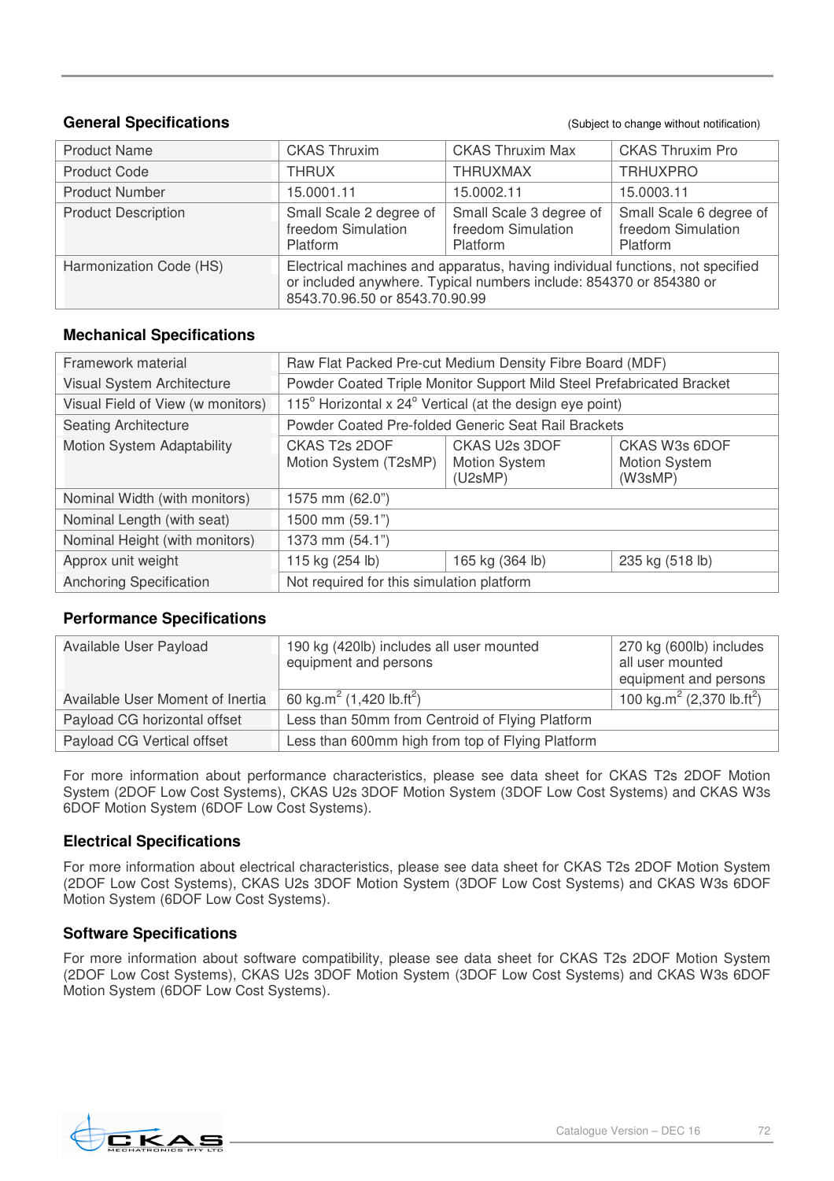## General Specifications

(Subject to change without notification)

| Product Name | CKAS Thruxim | CKAS Thruxim Max | CKAS Thruxim Pro |
|---|---|---|---|
| Product Code | THRUX | THRUXMAX | TRHUXPRO |
| Product Number | 15.0001.11 | 15.0002.11 | 15.0003.11 |
| Product Description | Small Scale 2 degree of freedom Simulation Platform | Small Scale 3 degree of freedom Simulation Platform | Small Scale 6 degree of freedom Simulation Platform |
| Harmonization Code (HS) | Electrical machines and apparatus, having individual functions, not specified or included anywhere. Typical numbers include: 854370 or 854380 or 8543.70.96.50 or 8543.70.90.99 | | |

## Mechanical Specifications

| Framework material | Raw Flat Packed Pre-cut Medium Density Fibre Board (MDF) | | |
|---|---|---|---|
| Visual System Architecture | Powder Coated Triple Monitor Support Mild Steel Prefabricated Bracket | | |
| Visual Field of View (w monitors) | 115° Horizontal x 24° Vertical (at the design eye point) | | |
| Seating Architecture | Powder Coated Pre-folded Generic Seat Rail Brackets | | |
| Motion System Adaptability | CKAS T2s 2DOF Motion System (T2sMP) | CKAS U2s 3DOF Motion System (U2sMP) | CKAS W3s 6DOF Motion System (W3sMP) |
| Nominal Width (with monitors) | 1575 mm (62.0") | | |
| Nominal Length (with seat) | 1500 mm (59.1") | | |
| Nominal Height (with monitors) | 1373 mm (54.1") | | |
| Approx unit weight | 115 kg (254 lb) | 165 kg (364 lb) | 235 kg (518 lb) |
| Anchoring Specification | Not required for this simulation platform | | |

## Performance Specifications

| Available User Payload | 190 kg (420lb) includes all user mounted equipment and persons | 270 kg (600lb) includes all user mounted equipment and persons |
|---|---|---|
| Available User Moment of Inertia | 60 kg.m$^2$ (1,420 lb.ft$^2$) | 100 kg.m$^2$ (2,370 lb.ft$^2$) |
| Payload CG horizontal offset | Less than 50mm from Centroid of Flying Platform | |
| Payload CG Vertical offset | Less than 600mm high from top of Flying Platform | |

For more information about performance characteristics, please see data sheet for CKAS T2s 2DOF Motion System (2DOF Low Cost Systems), CKAS U2s 3DOF Motion System (3DOF Low Cost Systems) and CKAS W3s 6DOF Motion System (6DOF Low Cost Systems).

## Electrical Specifications

For more information about electrical characteristics, please see data sheet for CKAS T2s 2DOF Motion System (2DOF Low Cost Systems), CKAS U2s 3DOF Motion System (3DOF Low Cost Systems) and CKAS W3s 6DOF Motion System (6DOF Low Cost Systems).

## Software Specifications

For more information about software compatibility, please see data sheet for CKAS T2s 2DOF Motion System (2DOF Low Cost Systems), CKAS U2s 3DOF Motion System (3DOF Low Cost Systems) and CKAS W3s 6DOF Motion System (6DOF Low Cost Systems).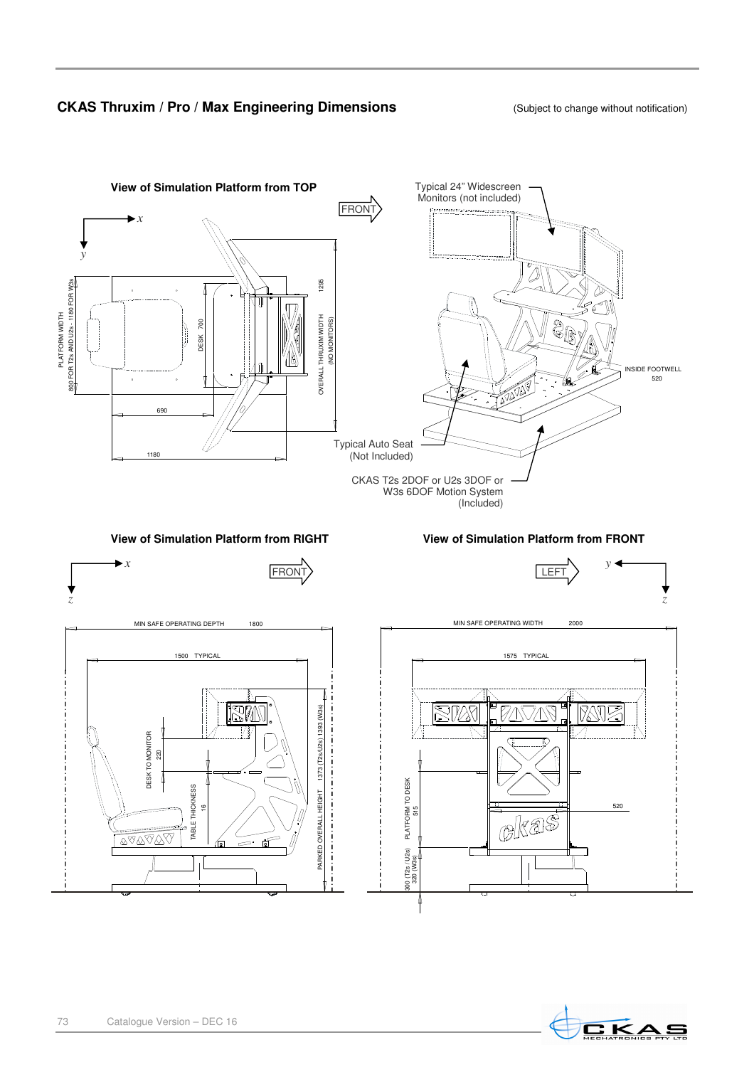## CKAS Thruxim / Pro / Max Engineering Dimensions

(Subject to change without notification)

### View of Simulation Platform from TOP

FRONT

x

y

PLATFORM WIDTH
800 FOR T2s AND U2s - 1180 FOR W3s

DESK 700

690

1180

1295

OVERALL THRUXIM WIDTH
(NO MONITORS)

Typical 24" Widescreen Monitors (not included)

INSIDE FOOTWELL
520

Typical Auto Seat
(Not Included)

CKAS T2s 2DOF or U2s 3DOF or W3s 6DOF Motion System
(Included)

### View of Simulation Platform from RIGHT

x

z

FRONT

MIN SAFE OPERATING DEPTH 1800

1500 TYPICAL

DESK TO MONITOR
220

TABLE THICKNESS
16

PARKED OVERALL HEIGHT 1373 (T2s/U2s) 1393 (W3s)

### View of Simulation Platform from FRONT

LEFT

y

z

MIN SAFE OPERATING WIDTH 2000

1575 TYPICAL

520

PLATFORM TO DESK
515

300 (T2s /U2s)
320 (W3s)

Catalogue Version – DEC 16